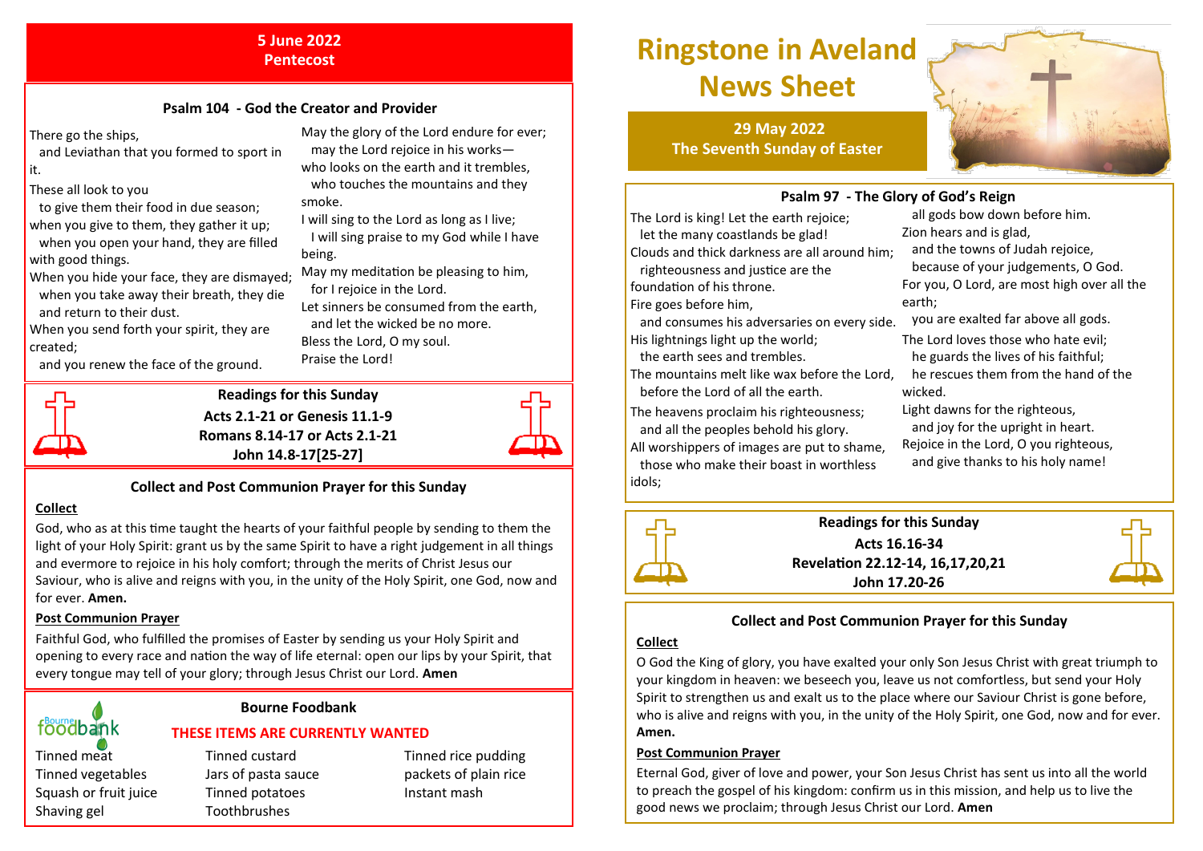# Ringstone in Aveland News Sheet

**29 May 2022**
**The Seventh Sunday of Easter**

## Psalm 97 - The Glory of God's Reign

The Lord is king! Let the earth rejoice;
let the many coastlands be glad!
Clouds and thick darkness are all around him;
righteousness and justice are the foundation of his throne.
Fire goes before him,
and consumes his adversaries on every side.
His lightnings light up the world;
the earth sees and trembles.
The mountains melt like wax before the Lord,
before the Lord of all the earth.
The heavens proclaim his righteousness;
and all the peoples behold his glory.
All worshippers of images are put to shame,
those who make their boast in worthless idols;
all gods bow down before him.
Zion hears and is glad,
and the towns of Judah rejoice,
because of your judgements, O God.
For you, O Lord, are most high over all the earth;
you are exalted far above all gods.
The Lord loves those who hate evil;
he guards the lives of his faithful;
he rescues them from the hand of the wicked.
Light dawns for the righteous,
and joy for the upright in heart.
Rejoice in the Lord, O you righteous,
and give thanks to his holy name!

## Readings for this Sunday

**Acts 16.16-34**
**Revelation 22.12-14, 16,17,20,21**
**John 17.20-26**

## Collect and Post Communion Prayer for this Sunday

**Collect**

O God the King of glory, you have exalted your only Son Jesus Christ with great triumph to your kingdom in heaven: we beseech you, leave us not comfortless, but send your Holy Spirit to strengthen us and exalt us to the place where our Saviour Christ is gone before, who is alive and reigns with you, in the unity of the Holy Spirit, one God, now and for ever. **Amen.**

**Post Communion Prayer**

Eternal God, giver of love and power, your Son Jesus Christ has sent us into all the world to preach the gospel of his kingdom: confirm us in this mission, and help us to live the good news we proclaim; through Jesus Christ our Lord. **Amen**

---

**5 June 2022**
**Pentecost**

## Psalm 104 - God the Creator and Provider

There go the ships,
and Leviathan that you formed to sport in it.
These all look to you
to give them their food in due season;
when you give to them, they gather it up;
when you open your hand, they are filled with good things.
When you hide your face, they are dismayed;
when you take away their breath, they die
and return to their dust.
When you send forth your spirit, they are created;
and you renew the face of the ground.
May the glory of the Lord endure for ever;
may the Lord rejoice in his works—
who looks on the earth and it trembles,
who touches the mountains and they smoke.
I will sing to the Lord as long as I live;
I will sing praise to my God while I have being.
May my meditation be pleasing to him,
for I rejoice in the Lord.
Let sinners be consumed from the earth,
and let the wicked be no more.
Bless the Lord, O my soul.
Praise the Lord!

## Readings for this Sunday

**Acts 2.1-21 or Genesis 11.1-9**
**Romans 8.14-17 or Acts 2.1-21**
**John 14.8-17[25-27]**

## Collect and Post Communion Prayer for this Sunday

**Collect**

God, who as at this time taught the hearts of your faithful people by sending to them the light of your Holy Spirit: grant us by the same Spirit to have a right judgement in all things and evermore to rejoice in his holy comfort; through the merits of Christ Jesus our Saviour, who is alive and reigns with you, in the unity of the Holy Spirit, one God, now and for ever. **Amen.**

**Post Communion Prayer**

Faithful God, who fulfilled the promises of Easter by sending us your Holy Spirit and opening to every race and nation the way of life eternal: open our lips by your Spirit, that every tongue may tell of your glory; through Jesus Christ our Lord. **Amen**

## Bourne Foodbank

**THESE ITEMS ARE CURRENTLY WANTED**

- Tinned meat
- Tinned vegetables
- Squash or fruit juice
- Shaving gel
- Tinned custard
- Jars of pasta sauce
- Tinned potatoes
- Toothbrushes
- Tinned rice pudding
- packets of plain rice
- Instant mash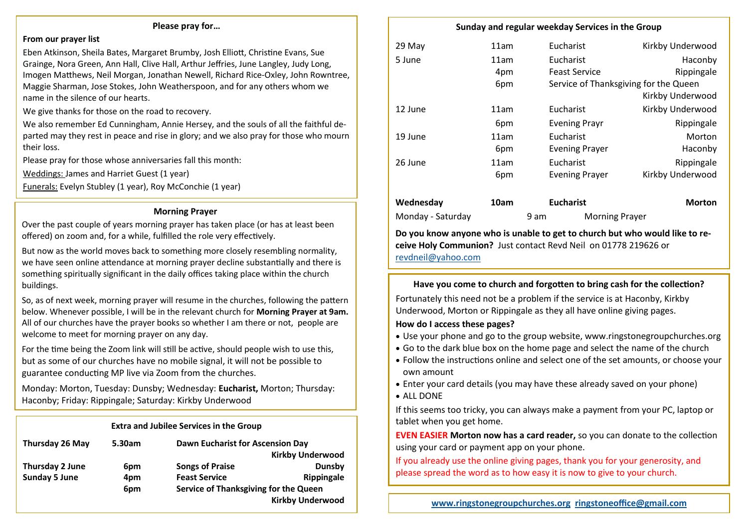## Please pray for…

**From our prayer list**

Eben Atkinson, Sheila Bates, Margaret Brumby, Josh Elliott, Christine Evans, Sue Grainge, Nora Green, Ann Hall, Clive Hall, Arthur Jeffries, June Langley, Judy Long, Imogen Matthews, Neil Morgan, Jonathan Newell, Richard Rice-Oxley, John Rowntree, Maggie Sharman, Jose Stokes, John Weatherspoon, and for any others whom we name in the silence of our hearts.

We give thanks for those on the road to recovery.

We also remember Ed Cunningham, Annie Hersey, and the souls of all the faithful departed may they rest in peace and rise in glory; and we also pray for those who mourn their loss.

Please pray for those whose anniversaries fall this month:

Weddings: James and Harriet Guest (1 year)

Funerals: Evelyn Stubley (1 year), Roy McConchie (1 year)

## Morning Prayer

Over the past couple of years morning prayer has taken place (or has at least been offered) on zoom and, for a while, fulfilled the role very effectively.

But now as the world moves back to something more closely resembling normality, we have seen online attendance at morning prayer decline substantially and there is something spiritually significant in the daily offices taking place within the church buildings.

So, as of next week, morning prayer will resume in the churches, following the pattern below. Whenever possible, I will be in the relevant church for **Morning Prayer at 9am.** All of our churches have the prayer books so whether I am there or not, people are welcome to meet for morning prayer on any day.

For the time being the Zoom link will still be active, should people wish to use this, but as some of our churches have no mobile signal, it will not be possible to guarantee conducting MP live via Zoom from the churches.

Monday: Morton, Tuesday: Dunsby; Wednesday: **Eucharist,** Morton; Thursday: Haconby; Friday: Rippingale; Saturday: Kirkby Underwood

## Extra and Jubilee Services in the Group

| | | | |
|---|---|---|---|
| **Thursday 26 May** | **5.30am** | **Dawn Eucharist for Ascension Day** | **Kirkby Underwood** |
| **Thursday 2 June** | **6pm** | **Songs of Praise** | **Dunsby** |
| **Sunday 5 June** | **4pm** | **Feast Service** | **Rippingale** |
| | **6pm** | **Service of Thanksgiving for the Queen** | **Kirkby Underwood** |

## Sunday and regular weekday Services in the Group

| | | | |
|---|---|---|---|
| 29 May | 11am | Eucharist | Kirkby Underwood |
| 5 June | 11am | Eucharist | Haconby |
| | 4pm | Feast Service | Rippingale |
| | 6pm | Service of Thanksgiving for the Queen | Kirkby Underwood |
| 12 June | 11am | Eucharist | Kirkby Underwood |
| | 6pm | Evening Prayr | Rippingale |
| 19 June | 11am | Eucharist | Morton |
| | 6pm | Evening Prayer | Haconby |
| 26 June | 11am | Eucharist | Rippingale |
| | 6pm | Evening Prayer | Kirkby Underwood |
| **Wednesday** | **10am** | **Eucharist** | **Morton** |
| Monday - Saturday | 9 am | Morning Prayer | |

**Do you know anyone who is unable to get to church but who would like to receive Holy Communion?** Just contact Revd Neil on 01778 219626 or revdneil@yahoo.com

## Have you come to church and forgotten to bring cash for the collection?

Fortunately this need not be a problem if the service is at Haconby, Kirkby Underwood, Morton or Rippingale as they all have online giving pages.

**How do I access these pages?**

- Use your phone and go to the group website, www.ringstonegroupchurches.org
- Go to the dark blue box on the home page and select the name of the church
- Follow the instructions online and select one of the set amounts, or choose your own amount
- Enter your card details (you may have these already saved on your phone)
- ALL DONE

If this seems too tricky, you can always make a payment from your PC, laptop or tablet when you get home.

**EVEN EASIER Morton now has a card reader,** so you can donate to the collection using your card or payment app on your phone.

If you already use the online giving pages, thank you for your generosity, and please spread the word as to how easy it is now to give to your church.

**www.ringstonegroupchurches.org ringstoneoffice@gmail.com**